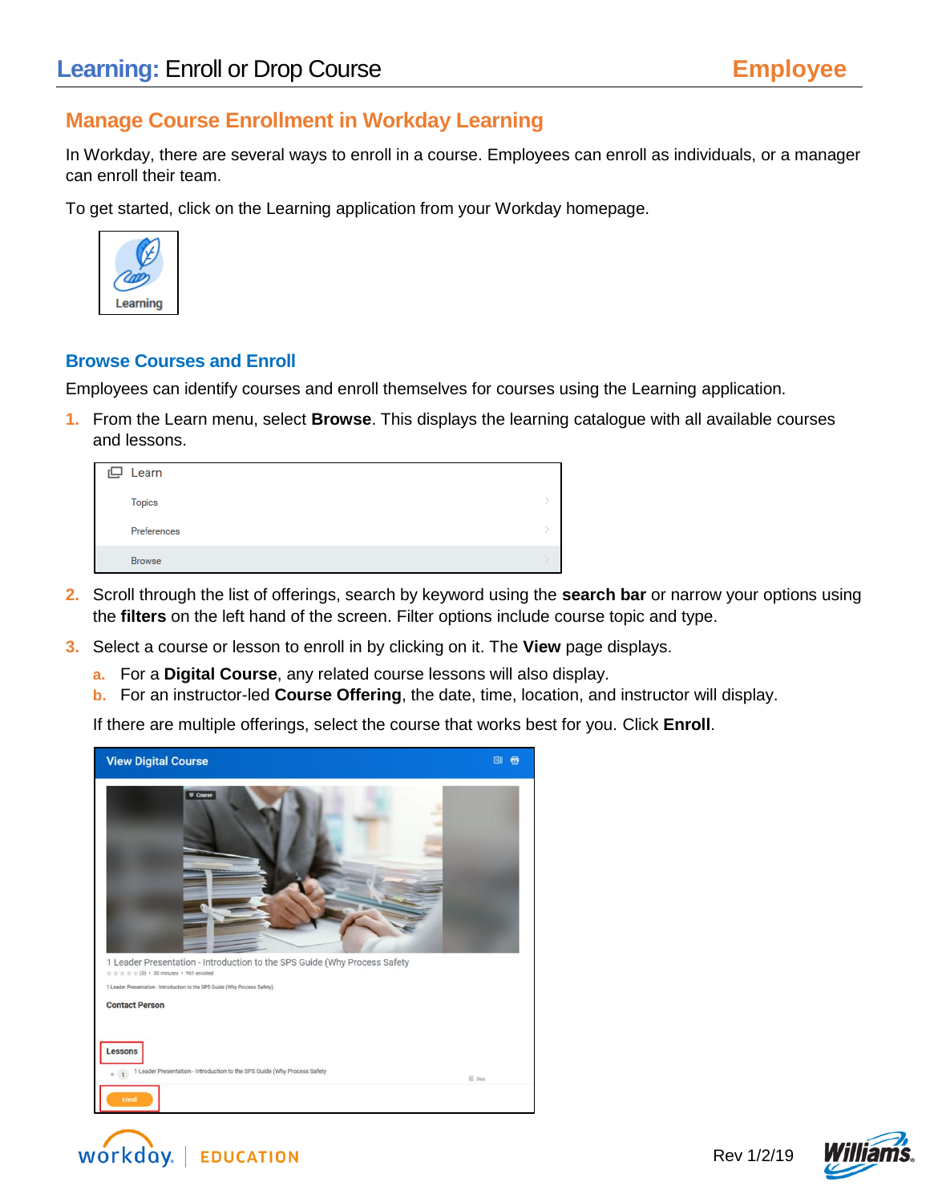# Learning: Enroll or Drop Course

## Manage Course Enrollment in Workday Learning

In Workday, there are several ways to enroll in a course. Employees can enroll as individuals, or a manager can enroll their team.

To get started, click on the Learning application from your Workday homepage.

### Browse Courses and Enroll

Employees can identify courses and enroll themselves for courses using the Learning application.

1. From the Learn menu, select **Browse**. This displays the learning catalogue with all available courses and lessons.

2. Scroll through the list of offerings, search by keyword using the **search bar** or narrow your options using the **filters** on the left hand of the screen. Filter options include course topic and type.

3. Select a course or lesson to enroll in by clicking on it. The **View** page displays.
   a. For a **Digital Course**, any related course lessons will also display.
   b. For an instructor-led **Course Offering**, the date, time, location, and instructor will display.

   If there are multiple offerings, select the course that works best for you. Click **Enroll**.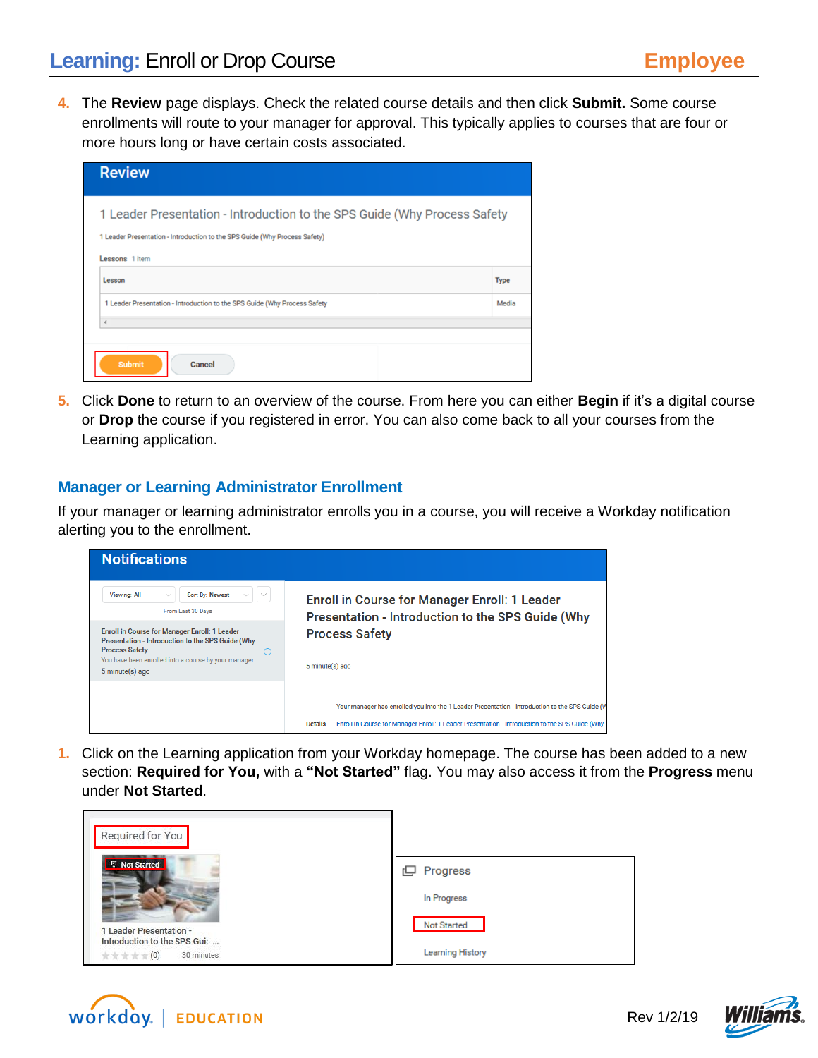4. The **Review** page displays. Check the related course details and then click **Submit.** Some course enrollments will route to your manager for approval. This typically applies to courses that are four or more hours long or have certain costs associated.

5. Click **Done** to return to an overview of the course. From here you can either **Begin** if it's a digital course or **Drop** the course if you registered in error. You can also come back to all your courses from the Learning application.

## Manager or Learning Administrator Enrollment

If your manager or learning administrator enrolls you in a course, you will receive a Workday notification alerting you to the enrollment.

1. Click on the Learning application from your Workday homepage. The course has been added to a new section: **Required for You,** with a **"Not Started"** flag. You may also access it from the **Progress** menu under **Not Started**.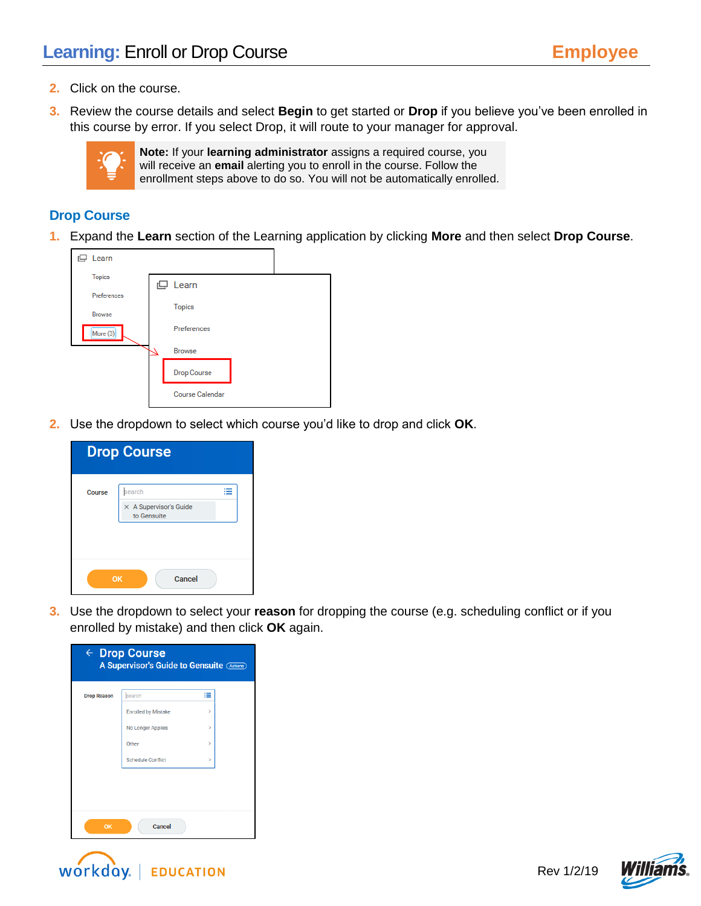2. Click on the course.
3. Review the course details and select **Begin** to get started or **Drop** if you believe you've been enrolled in this course by error. If you select Drop, it will route to your manager for approval.

> **Note:** If your **learning administrator** assigns a required course, you will receive an **email** alerting you to enroll in the course. Follow the enrollment steps above to do so. You will not be automatically enrolled.

## Drop Course

1. Expand the **Learn** section of the Learning application by clicking **More** and then select **Drop Course**.
2. Use the dropdown to select which course you'd like to drop and click **OK**.
3. Use the dropdown to select your **reason** for dropping the course (e.g. scheduling conflict or if you enrolled by mistake) and then click **OK** again.

Rev 1/2/19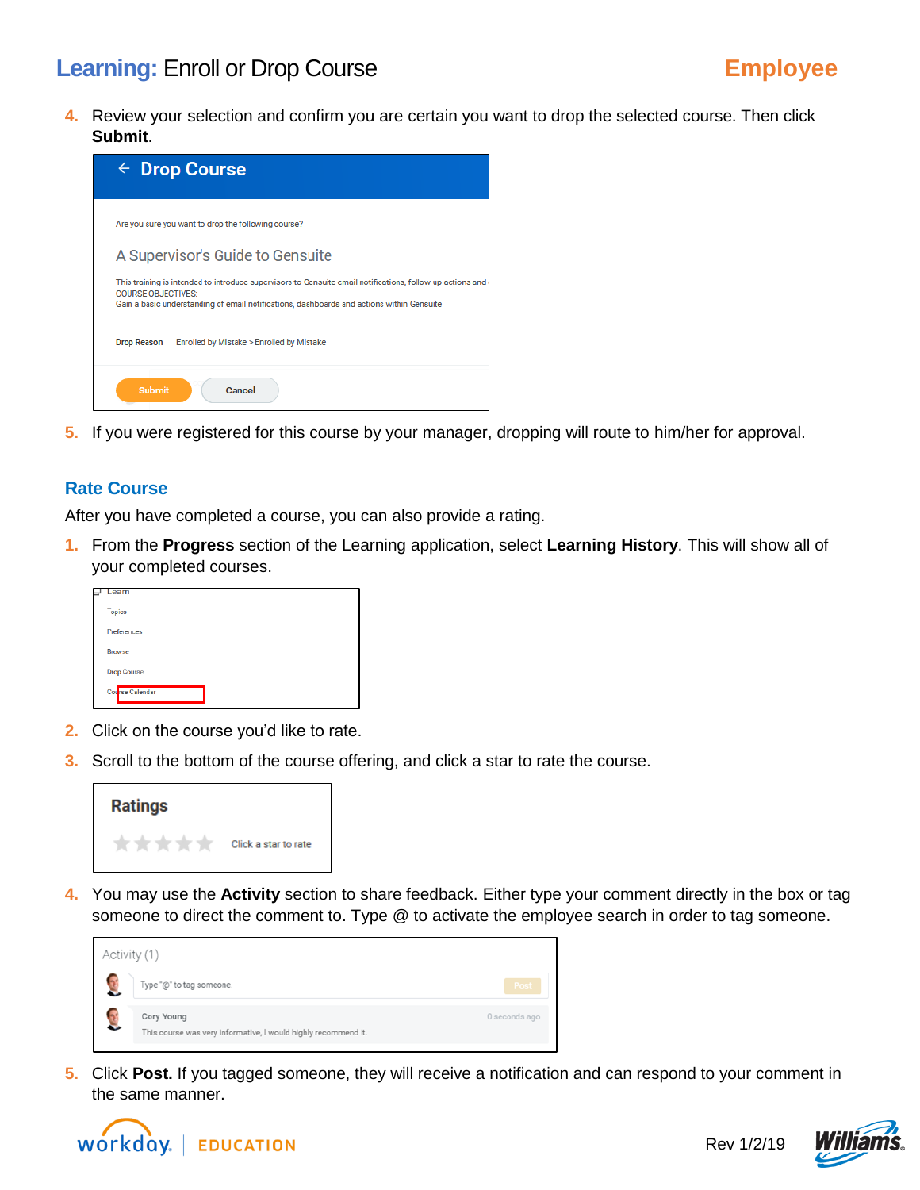4. Review your selection and confirm you are certain you want to drop the selected course. Then click **Submit**.

5. If you were registered for this course by your manager, dropping will route to him/her for approval.

## Rate Course

After you have completed a course, you can also provide a rating.

1. From the **Progress** section of the Learning application, select **Learning History**. This will show all of your completed courses.

2. Click on the course you'd like to rate.

3. Scroll to the bottom of the course offering, and click a star to rate the course.

4. You may use the **Activity** section to share feedback. Either type your comment directly in the box or tag someone to direct the comment to. Type @ to activate the employee search in order to tag someone.

5. Click **Post.** If you tagged someone, they will receive a notification and can respond to your comment in the same manner.